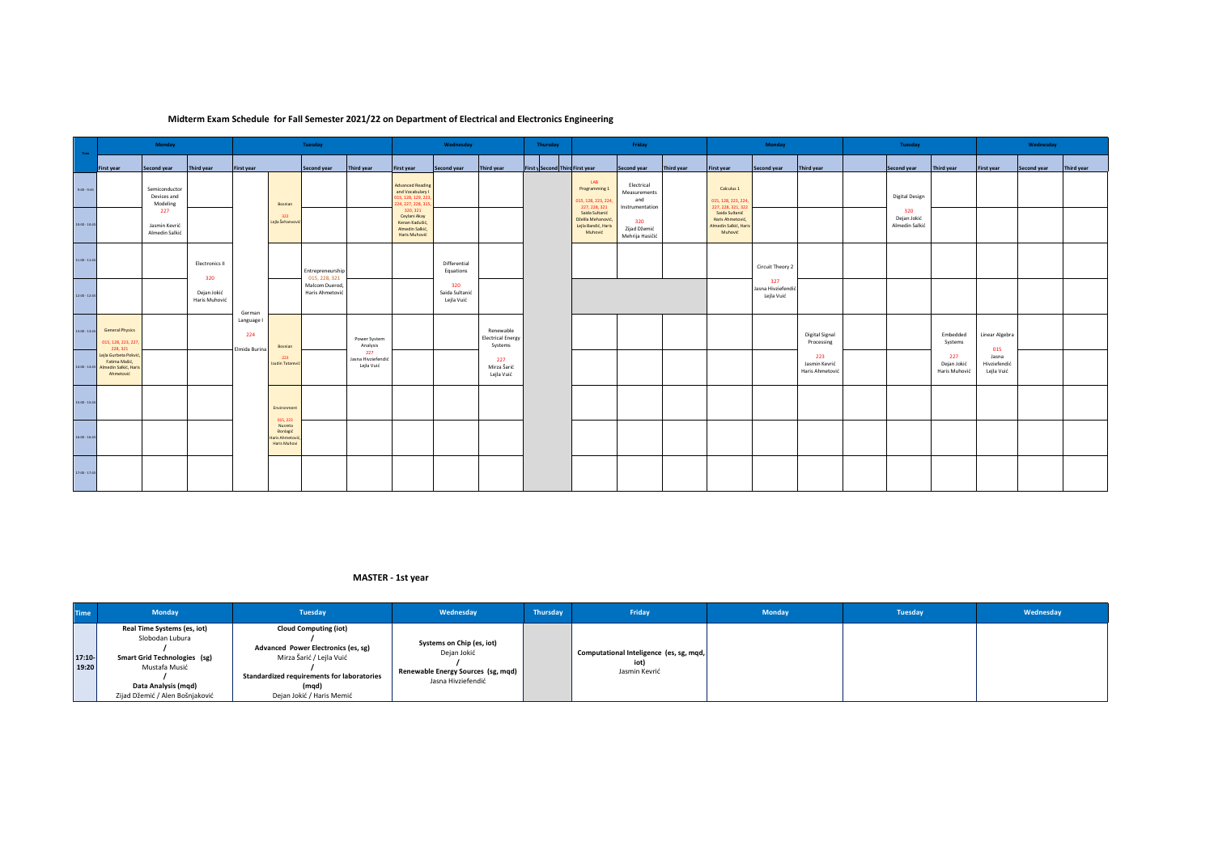# Midterm Exam Schedule for Fall Semester 2021/22 on Department of Electrical and Electronics Engineering

| Time | Monday | | | Tuesday | | | | Wednesday | | | Thursday | | | Friday | | | Monday | | | Tuesday | | | Wednesday | | |
|---|---|---|---|---|---|---|---|---|---|---|---|---|---|---|---|---|---|---|---|---|---|---|---|---|---|
| | First year | Second year | Third year | First year | | Second year | Third year | First year | Second year | Third year | First year | Second year | Third year | First year | Second year | Third year | First year | Second year | Third year | | Second year | Third year | First year | Second year | Third year |
| 9:00 - 9:45 | | Semiconductor Devices and Modeling 227 Jasmin Kevrić Almedin Salkić | | | Bosnian 322 Lejla Šehanović | | | Advanced Reading and Vocabulary I 015, 128, 129, 223, 224, 227, 228, 315, 320, 321 Ceylani Akay, Kenan Kadušić, Almedin Salkić, Haris Muhović | | | | | | LAB Programming 1 015, 128, 223, 224, 227, 228, 321 Saida Sultanić Dželila Mehanović, Lejla Banđić, Haris Muhović | Electrical Measurements and Instrumentation 320 Zijad Džemić Mehrija Hasičić | | Calculus 1 015, 128, 223, 224, 227, 228, 321, 322 Saida Sultanić Haris Ahmetović, Almedin Salkić, Haris Muhović | | | | Digital Design 320 Dejan Jokić Almedin Salkić | | | | |
| 10:00 - 10:45 | | | | | | | | | | | | | | | | | | | | | | | | | |
| 11:00 - 11:45 | | | Electronics II 320 Dejan Jokić Haris Muhović | | | Entrepreneurship 015, 228, 321 Malcom Duerod, Haris Ahmetović | | | Differential Equations 320 Saida Sultanić Lejla Vuić | | | | | | | | | Circuit Theory 2 327 Jasna Hivziefendić Lejla Vuić | | | | | | | |
| 12:00 - 12:45 | | | | | | | | | | | | | | | | | | | | | | | | | |
| 13:00 - 13:45 | General Physics 015, 128, 223, 227, 228, 321 Lejla Gurbeta Pokvić, Fatima Mašić, Almedin Salkić, Haris Ahmetović | | | German Language I 224 Elmida Burina | Bosnian 223 Izudin Tutunović | | Power System Analysis 227 Jasna Hivziefendić Lejla Vuić | | | Renewable Electrical Energy Systems 227 Mirza Šarić Lejla Vuić | | | | | | | | | Digital Signal Processing 223 Jasmin Kevrić Haris Ahmetović | | | Embedded Systems 227 Dejan Jokić Haris Muhović | Linear Algebra 015 Jasna Hivziefendić Lejla Vuić | | |
| 14:00 - 14:45 | | | | | | | | | | | | | | | | | | | | | | | | | |
| 15:00 - 15:45 | | | | | Environment 015, 223 Nusreta Bordagić Haris Ahmetović, Haris Muhović | | | | | | | | | | | | | | | | | | | | |
| 16:00 - 16:45 | | | | | | | | | | | | | | | | | | | | | | | | | |
| 17:00 - 17:45 | | | | | | | | | | | | | | | | | | | | | | | | | |

## MASTER - 1st year

| Time | Monday | Tuesday | Wednesday | Thursday | Friday | Monday | Tuesday | Wednesday |
|---|---|---|---|---|---|---|---|---|
| 17:10-19:20 | **Real Time Systems (es, iot)** Slobodan Lubura / **Smart Grid Technologies (sg)** Mustafa Musić / **Data Analysis (mqd)** Zijad Džemić / Alen Bošnjaković | **Cloud Computing (iot)** / **Advanced Power Electronics (es, sg)** Mirza Šarić / Lejla Vuić / **Standardized requirements for laboratories (mqd)** Dejan Jokić / Haris Memić | **Systems on Chip (es, iot)** Dejan Jokić / **Renewable Energy Sources (sg, mqd)** Jasna Hivziefendić | | **Computational Inteligence (es, sg, mqd, iot)** Jasmin Kevrić | | | |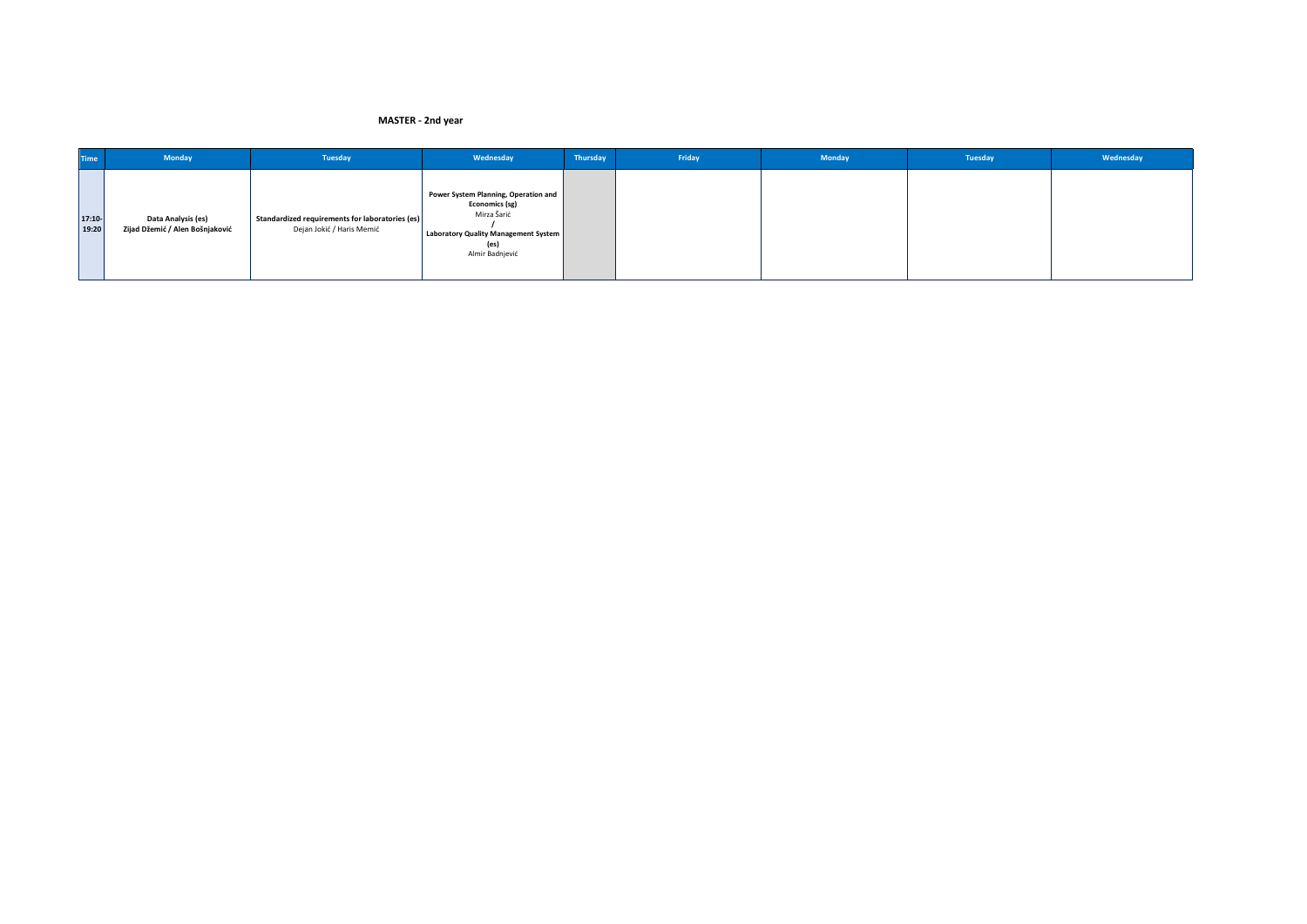**MASTER - 2nd year**

| Time | Monday | Tuesday | Wednesday | Thursday | Friday | Monday | Tuesday | Wednesday |
|---|---|---|---|---|---|---|---|---|
| 17:10-19:20 | **Data Analysis (es)** **Zijad Džemić / Alen Bošnjaković** | **Standardized requirements for laboratories (es)** Dejan Jokić / Haris Memić | **Power System Planning, Operation and Economics (sg)** Mirza Šarić / **Laboratory Quality Management System (es)** Almir Badnjević | | | | | |